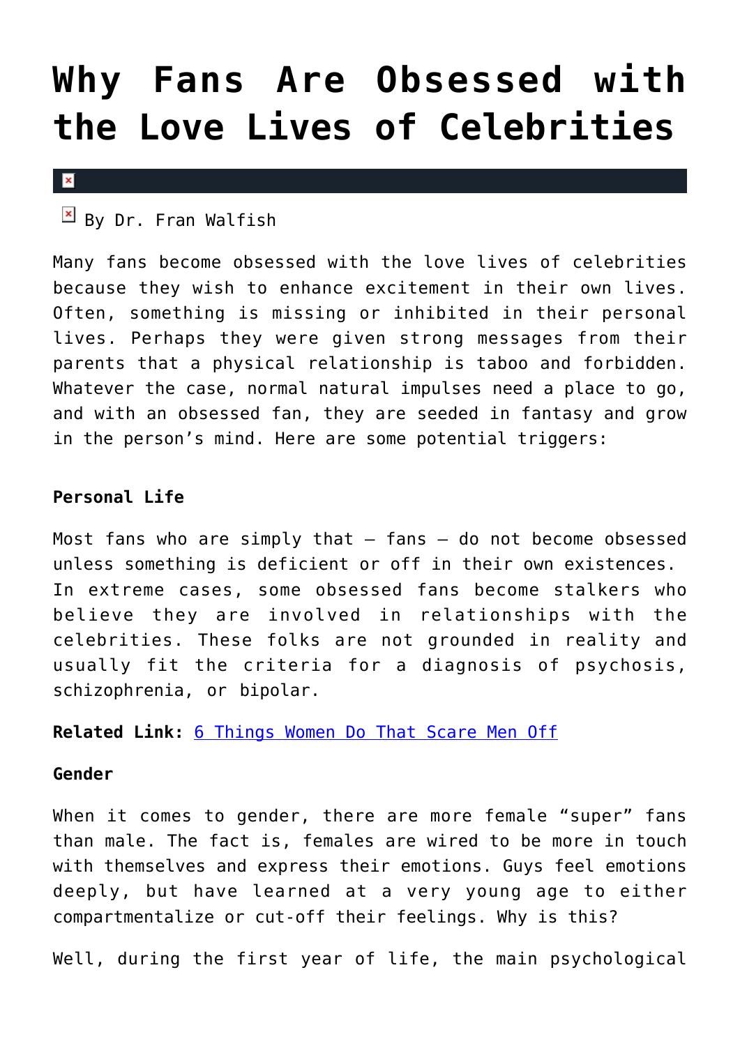# Why Fans Are Obsessed with the Love Lives of Celebrities

By Dr. Fran Walfish

Many fans become obsessed with the love lives of celebrities because they wish to enhance excitement in their own lives. Often, something is missing or inhibited in their personal lives. Perhaps they were given strong messages from their parents that a physical relationship is taboo and forbidden. Whatever the case, normal natural impulses need a place to go, and with an obsessed fan, they are seeded in fantasy and grow in the person's mind. Here are some potential triggers:

**Personal Life**

Most fans who are simply that – fans – do not become obsessed unless something is deficient or off in their own existences. In extreme cases, some obsessed fans become stalkers who believe they are involved in relationships with the celebrities. These folks are not grounded in reality and usually fit the criteria for a diagnosis of psychosis, schizophrenia, or bipolar.

**Related Link:** [6 Things Women Do That Scare Men Off]()

**Gender**

When it comes to gender, there are more female "super" fans than male. The fact is, females are wired to be more in touch with themselves and express their emotions. Guys feel emotions deeply, but have learned at a very young age to either compartmentalize or cut-off their feelings. Why is this?

Well, during the first year of life, the main psychological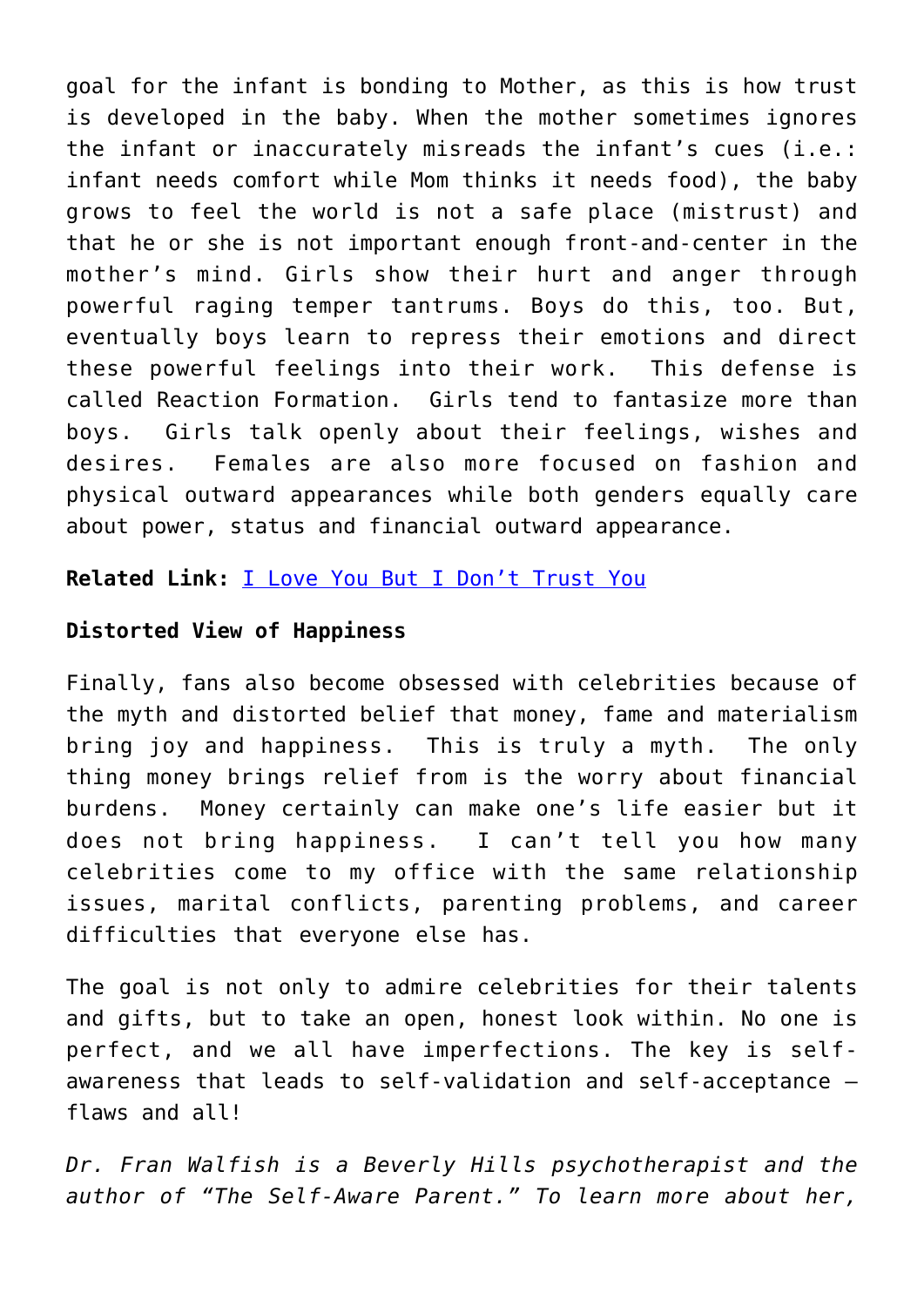goal for the infant is bonding to Mother, as this is how trust is developed in the baby. When the mother sometimes ignores the infant or inaccurately misreads the infant's cues (i.e.: infant needs comfort while Mom thinks it needs food), the baby grows to feel the world is not a safe place (mistrust) and that he or she is not important enough front-and-center in the mother's mind. Girls show their hurt and anger through powerful raging temper tantrums. Boys do this, too. But, eventually boys learn to repress their emotions and direct these powerful feelings into their work. This defense is called Reaction Formation. Girls tend to fantasize more than boys. Girls talk openly about their feelings, wishes and desires. Females are also more focused on fashion and physical outward appearances while both genders equally care about power, status and financial outward appearance.

**Related Link:** I Love You But I Don't Trust You

**Distorted View of Happiness**

Finally, fans also become obsessed with celebrities because of the myth and distorted belief that money, fame and materialism bring joy and happiness. This is truly a myth. The only thing money brings relief from is the worry about financial burdens. Money certainly can make one's life easier but it does not bring happiness. I can't tell you how many celebrities come to my office with the same relationship issues, marital conflicts, parenting problems, and career difficulties that everyone else has.

The goal is not only to admire celebrities for their talents and gifts, but to take an open, honest look within. No one is perfect, and we all have imperfections. The key is self-awareness that leads to self-validation and self-acceptance — flaws and all!

*Dr. Fran Walfish is a Beverly Hills psychotherapist and the author of "The Self-Aware Parent." To learn more about her,*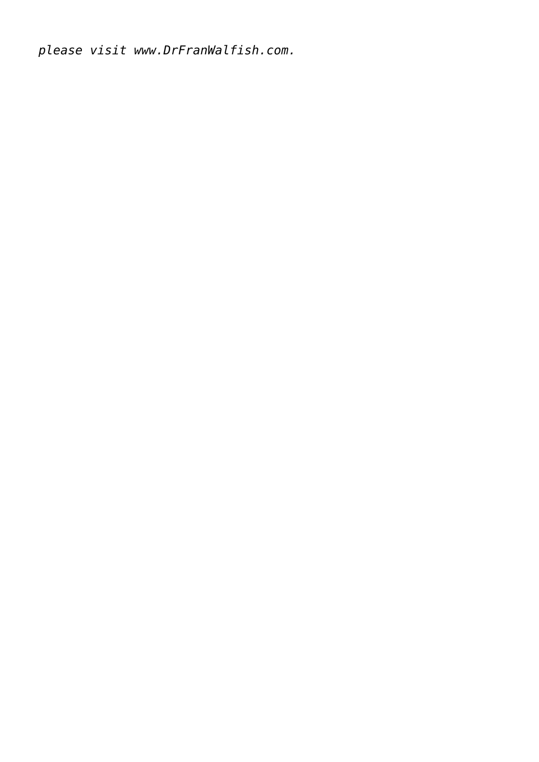*please visit www.DrFranWalfish.com.*